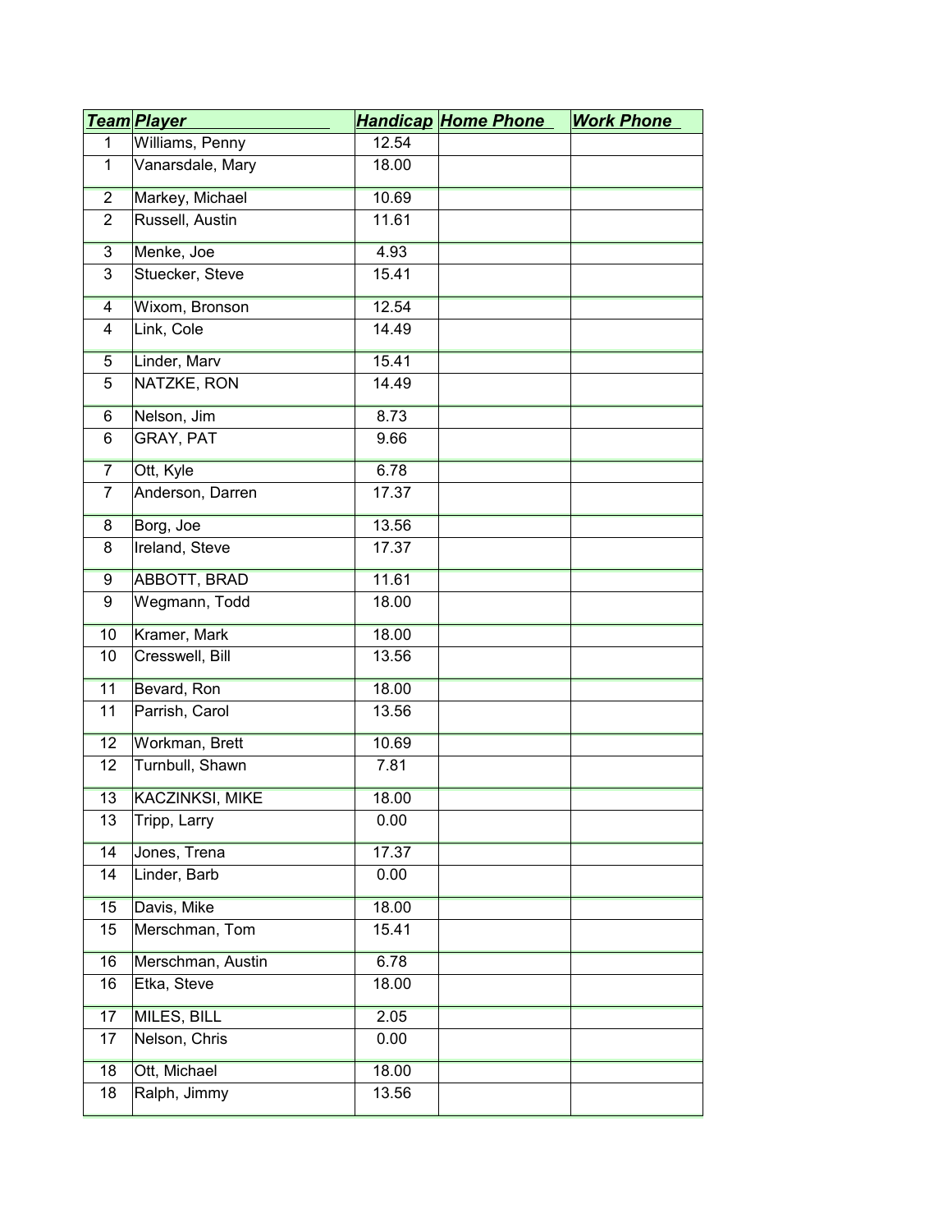| *Team* | *Player* | *Handicap* | *Home Phone* | *Work Phone* |
|---|---|---|---|---|
| 1 | Williams, Penny | 12.54 | | |
| 1 | Vanarsdale, Mary | 18.00 | | |
| 2 | Markey, Michael | 10.69 | | |
| 2 | Russell, Austin | 11.61 | | |
| 3 | Menke, Joe | 4.93 | | |
| 3 | Stuecker, Steve | 15.41 | | |
| 4 | Wixom, Bronson | 12.54 | | |
| 4 | Link, Cole | 14.49 | | |
| 5 | Linder, Marv | 15.41 | | |
| 5 | NATZKE, RON | 14.49 | | |
| 6 | Nelson, Jim | 8.73 | | |
| 6 | GRAY, PAT | 9.66 | | |
| 7 | Ott, Kyle | 6.78 | | |
| 7 | Anderson, Darren | 17.37 | | |
| 8 | Borg, Joe | 13.56 | | |
| 8 | Ireland, Steve | 17.37 | | |
| 9 | ABBOTT, BRAD | 11.61 | | |
| 9 | Wegmann, Todd | 18.00 | | |
| 10 | Kramer, Mark | 18.00 | | |
| 10 | Cresswell, Bill | 13.56 | | |
| 11 | Bevard, Ron | 18.00 | | |
| 11 | Parrish, Carol | 13.56 | | |
| 12 | Workman, Brett | 10.69 | | |
| 12 | Turnbull, Shawn | 7.81 | | |
| 13 | KACZINKSI, MIKE | 18.00 | | |
| 13 | Tripp, Larry | 0.00 | | |
| 14 | Jones, Trena | 17.37 | | |
| 14 | Linder, Barb | 0.00 | | |
| 15 | Davis, Mike | 18.00 | | |
| 15 | Merschman, Tom | 15.41 | | |
| 16 | Merschman, Austin | 6.78 | | |
| 16 | Etka, Steve | 18.00 | | |
| 17 | MILES, BILL | 2.05 | | |
| 17 | Nelson, Chris | 0.00 | | |
| 18 | Ott, Michael | 18.00 | | |
| 18 | Ralph, Jimmy | 13.56 | | |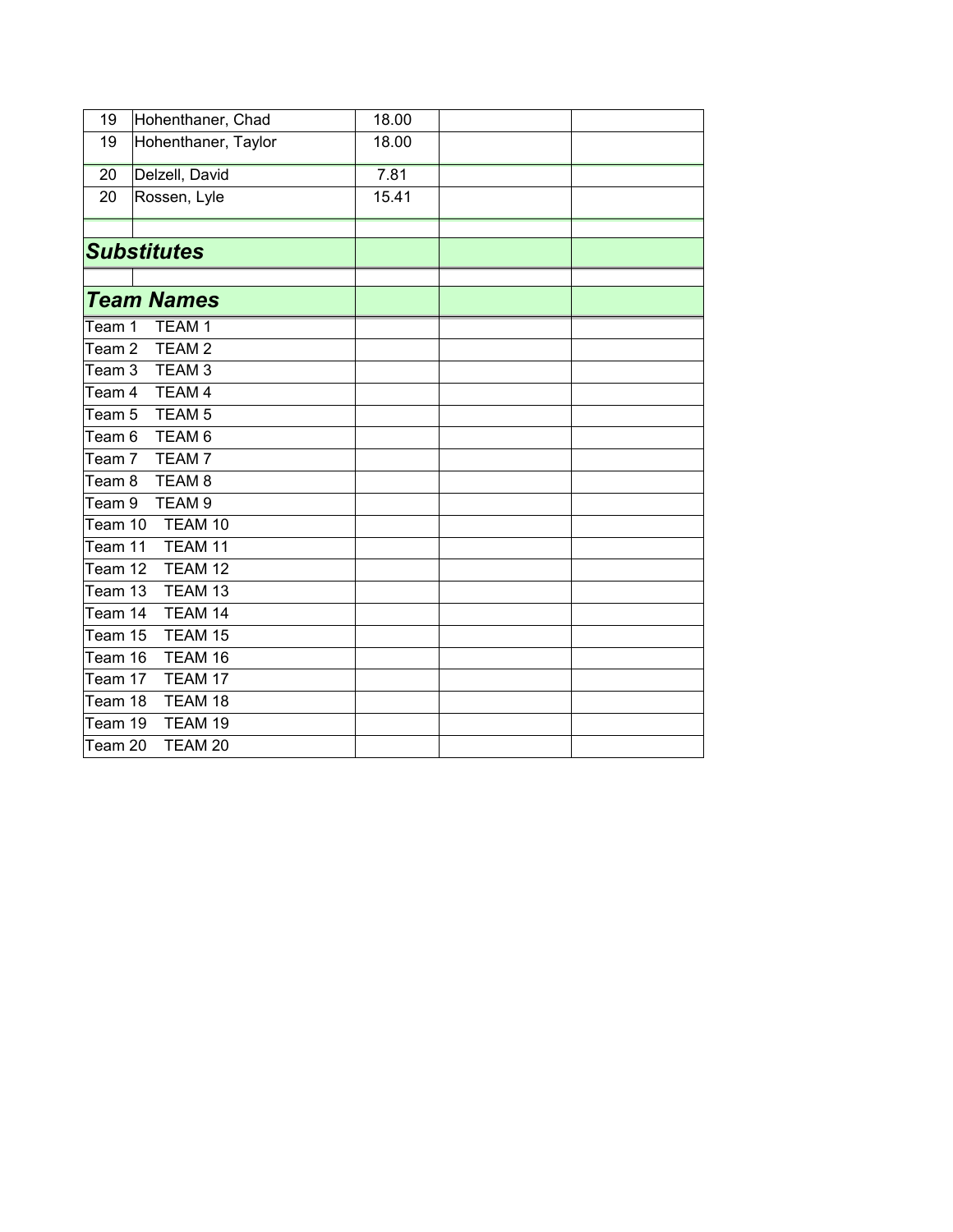| | | | | |
|---|---|---|---|---|
| 19 | Hohenthaner, Chad | 18.00 | | |
| 19 | Hohenthaner, Taylor | 18.00 | | |
| 20 | Delzell, David | 7.81 | | |
| 20 | Rossen, Lyle | 15.41 | | |
| | | | | |
| ***Substitutes*** | | | | |
| | | | | |
| ***Team Names*** | | | | |
| Team 1 | TEAM 1 | | | |
| Team 2 | TEAM 2 | | | |
| Team 3 | TEAM 3 | | | |
| Team 4 | TEAM 4 | | | |
| Team 5 | TEAM 5 | | | |
| Team 6 | TEAM 6 | | | |
| Team 7 | TEAM 7 | | | |
| Team 8 | TEAM 8 | | | |
| Team 9 | TEAM 9 | | | |
| Team 10 | TEAM 10 | | | |
| Team 11 | TEAM 11 | | | |
| Team 12 | TEAM 12 | | | |
| Team 13 | TEAM 13 | | | |
| Team 14 | TEAM 14 | | | |
| Team 15 | TEAM 15 | | | |
| Team 16 | TEAM 16 | | | |
| Team 17 | TEAM 17 | | | |
| Team 18 | TEAM 18 | | | |
| Team 19 | TEAM 19 | | | |
| Team 20 | TEAM 20 | | | |